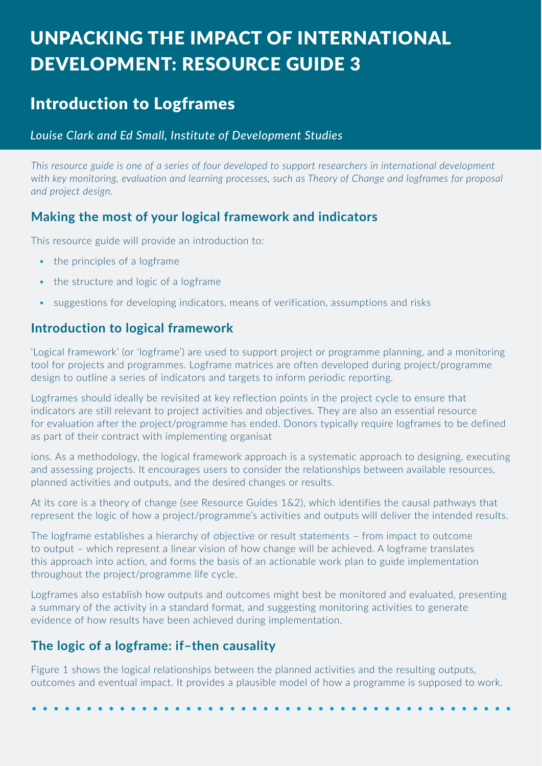# UNPACKING THE IMPACT OF INTERNATIONAL DEVELOPMENT: RESOURCE GUIDE 3

## Introduction to Logframes

*Louise Clark and Ed Small, Institute of Development Studies*

*This resource guide is one of a series of four developed to support researchers in international development with key monitoring, evaluation and learning processes, such as Theory of Change and logframes for proposal and project design.*

### Making the most of your logical framework and indicators

This resource guide will provide an introduction to:

- the principles of a logframe
- the structure and logic of a logframe
- suggestions for developing indicators, means of verification, assumptions and risks

### Introduction to logical framework

'Logical framework' (or 'logframe') are used to support project or programme planning, and a monitoring tool for projects and programmes. Logframe matrices are often developed during project/programme design to outline a series of indicators and targets to inform periodic reporting.

Logframes should ideally be revisited at key reflection points in the project cycle to ensure that indicators are still relevant to project activities and objectives. They are also an essential resource for evaluation after the project/programme has ended. Donors typically require logframes to be defined as part of their contract with implementing organisations. As a methodology, the logical framework approach is a systematic approach to designing, executing and assessing projects. It encourages users to consider the relationships between available resources, planned activities and outputs, and the desired changes or results.

At its core is a theory of change (see Resource Guides 1&2), which identifies the causal pathways that represent the logic of how a project/programme's activities and outputs will deliver the intended results.

The logframe establishes a hierarchy of objective or result statements – from impact to outcome to output – which represent a linear vision of how change will be achieved. A logframe translates this approach into action, and forms the basis of an actionable work plan to guide implementation throughout the project/programme life cycle.

Logframes also establish how outputs and outcomes might best be monitored and evaluated, presenting a summary of the activity in a standard format, and suggesting monitoring activities to generate evidence of how results have been achieved during implementation.

### The logic of a logframe: if–then causality

Figure 1 shows the logical relationships between the planned activities and the resulting outputs, outcomes and eventual impact. It provides a plausible model of how a programme is supposed to work.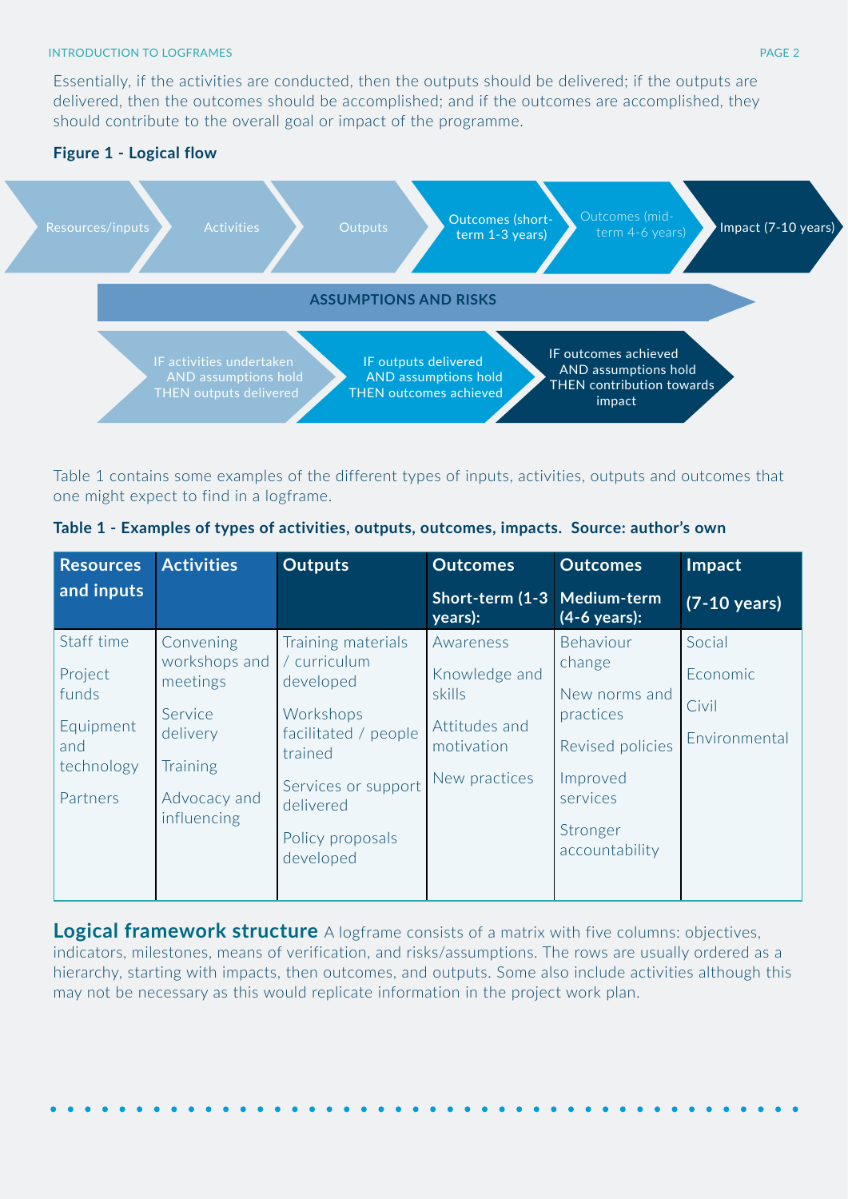Essentially, if the activities are conducted, then the outputs should be delivered; if the outputs are delivered, then the outcomes should be accomplished; and if the outcomes are accomplished, they should contribute to the overall goal or impact of the programme.

**Figure 1 - Logical flow**

Resources/inputs → Activities → Outputs → Outcomes (short-term 1-3 years) → Outcomes (mid-term 4-6 years) → Impact (7-10 years)

ASSUMPTIONS AND RISKS

IF activities undertaken AND assumptions hold THEN outputs delivered → IF outputs delivered AND assumptions hold THEN outcomes achieved → IF outcomes achieved AND assumptions hold THEN contribution towards impact

Table 1 contains some examples of the different types of inputs, activities, outputs and outcomes that one might expect to find in a logframe.

**Table 1 - Examples of types of activities, outputs, outcomes, impacts. Source: author's own**

| Resources and inputs | Activities | Outputs | Outcomes Short-term (1-3 years): | Outcomes Medium-term (4-6 years): | Impact (7-10 years) |
|---|---|---|---|---|---|
| Staff time<br>Project funds<br>Equipment and technology<br>Partners | Convening workshops and meetings<br>Service delivery<br>Training<br>Advocacy and influencing | Training materials / curriculum developed<br>Workshops facilitated / people trained<br>Services or support delivered<br>Policy proposals developed | Awareness<br>Knowledge and skills<br>Attitudes and motivation<br>New practices | Behaviour change<br>New norms and practices<br>Revised policies<br>Improved services<br>Stronger accountability | Social<br>Economic<br>Civil<br>Environmental |

## Logical framework structure

A logframe consists of a matrix with five columns: objectives, indicators, milestones, means of verification, and risks/assumptions. The rows are usually ordered as a hierarchy, starting with impacts, then outcomes, and outputs. Some also include activities although this may not be necessary as this would replicate information in the project work plan.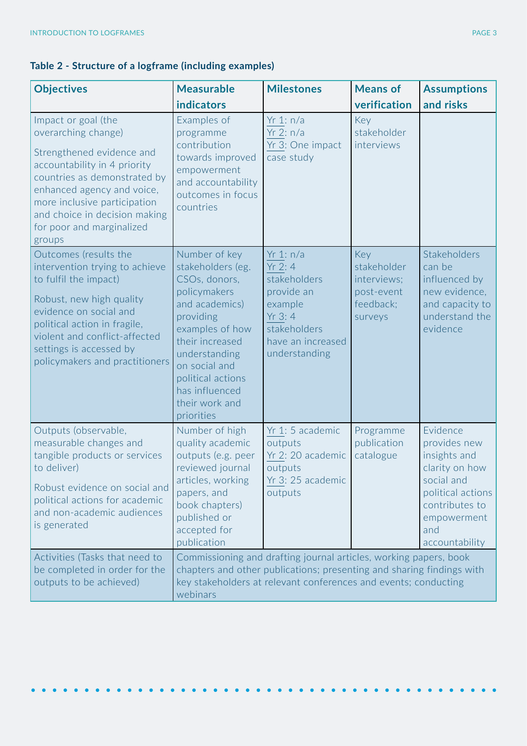**Table 2 - Structure of a logframe (including examples)**

| Objectives | Measurable indicators | Milestones | Means of verification | Assumptions and risks |
|---|---|---|---|---|
| Impact or goal (the overarching change)<br><br>Strengthened evidence and accountability in 4 priority countries as demonstrated by enhanced agency and voice, more inclusive participation and choice in decision making for poor and marginalized groups | Examples of programme contribution towards improved empowerment and accountability outcomes in focus countries | Yr 1: n/a<br>Yr 2: n/a<br>Yr 3: One impact case study | Key stakeholder interviews | |
| Outcomes (results the intervention trying to achieve to fulfil the impact)<br><br>Robust, new high quality evidence on social and political action in fragile, violent and conflict-affected settings is accessed by policymakers and practitioners | Number of key stakeholders (eg. CSOs, donors, policymakers and academics) providing examples of how their increased understanding on social and political actions has influenced their work and priorities | Yr 1: n/a<br>Yr 2: 4 stakeholders provide an example<br>Yr 3: 4 stakeholders have an increased understanding | Key stakeholder interviews; post-event feedback; surveys | Stakeholders can be influenced by new evidence, and capacity to understand the evidence |
| Outputs (observable, measurable changes and tangible products or services to deliver)<br><br>Robust evidence on social and political actions for academic and non-academic audiences is generated | Number of high quality academic outputs (e.g. peer reviewed journal articles, working papers, and book chapters) published or accepted for publication | Yr 1: 5 academic outputs<br>Yr 2: 20 academic outputs<br>Yr 3: 25 academic outputs | Programme publication catalogue | Evidence provides new insights and clarity on how social and political actions contributes to empowerment and accountability |
| Activities (Tasks that need to be completed in order for the outputs to be achieved) | Commissioning and drafting journal articles, working papers, book chapters and other publications; presenting and sharing findings with key stakeholders at relevant conferences and events; conducting webinars | | | |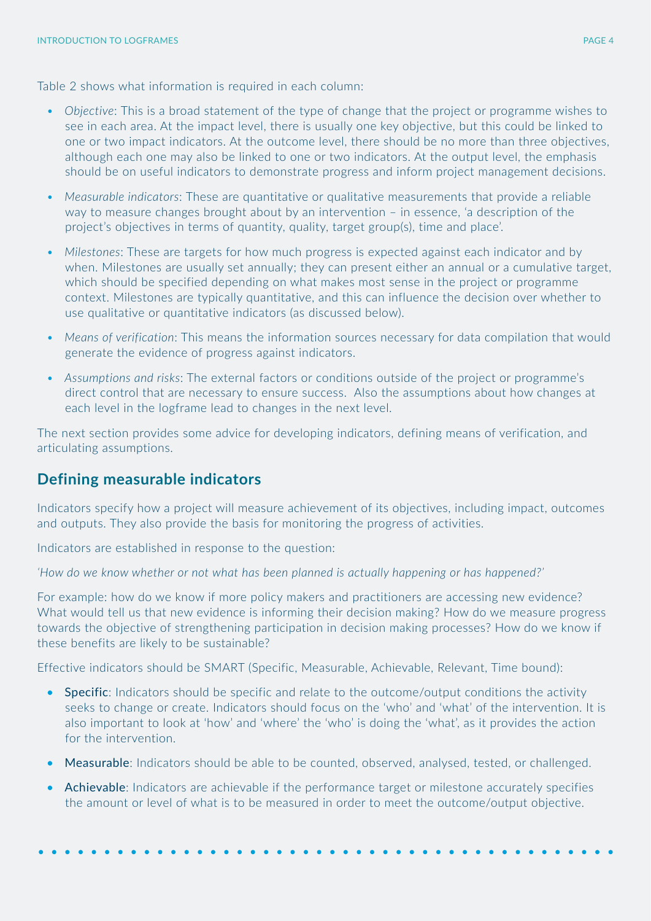Table 2 shows what information is required in each column:

- *Objective*: This is a broad statement of the type of change that the project or programme wishes to see in each area. At the impact level, there is usually one key objective, but this could be linked to one or two impact indicators. At the outcome level, there should be no more than three objectives, although each one may also be linked to one or two indicators. At the output level, the emphasis should be on useful indicators to demonstrate progress and inform project management decisions.
- *Measurable indicators*: These are quantitative or qualitative measurements that provide a reliable way to measure changes brought about by an intervention – in essence, 'a description of the project's objectives in terms of quantity, quality, target group(s), time and place'.
- *Milestones*: These are targets for how much progress is expected against each indicator and by when. Milestones are usually set annually; they can present either an annual or a cumulative target, which should be specified depending on what makes most sense in the project or programme context. Milestones are typically quantitative, and this can influence the decision over whether to use qualitative or quantitative indicators (as discussed below).
- *Means of verification*: This means the information sources necessary for data compilation that would generate the evidence of progress against indicators.
- *Assumptions and risks*: The external factors or conditions outside of the project or programme's direct control that are necessary to ensure success. Also the assumptions about how changes at each level in the logframe lead to changes in the next level.

The next section provides some advice for developing indicators, defining means of verification, and articulating assumptions.

## Defining measurable indicators

Indicators specify how a project will measure achievement of its objectives, including impact, outcomes and outputs. They also provide the basis for monitoring the progress of activities.

Indicators are established in response to the question:

*'How do we know whether or not what has been planned is actually happening or has happened?'*

For example: how do we know if more policy makers and practitioners are accessing new evidence? What would tell us that new evidence is informing their decision making? How do we measure progress towards the objective of strengthening participation in decision making processes? How do we know if these benefits are likely to be sustainable?

Effective indicators should be SMART (Specific, Measurable, Achievable, Relevant, Time bound):

- Specific: Indicators should be specific and relate to the outcome/output conditions the activity seeks to change or create. Indicators should focus on the 'who' and 'what' of the intervention. It is also important to look at 'how' and 'where' the 'who' is doing the 'what', as it provides the action for the intervention.
- Measurable: Indicators should be able to be counted, observed, analysed, tested, or challenged.
- Achievable: Indicators are achievable if the performance target or milestone accurately specifies the amount or level of what is to be measured in order to meet the outcome/output objective.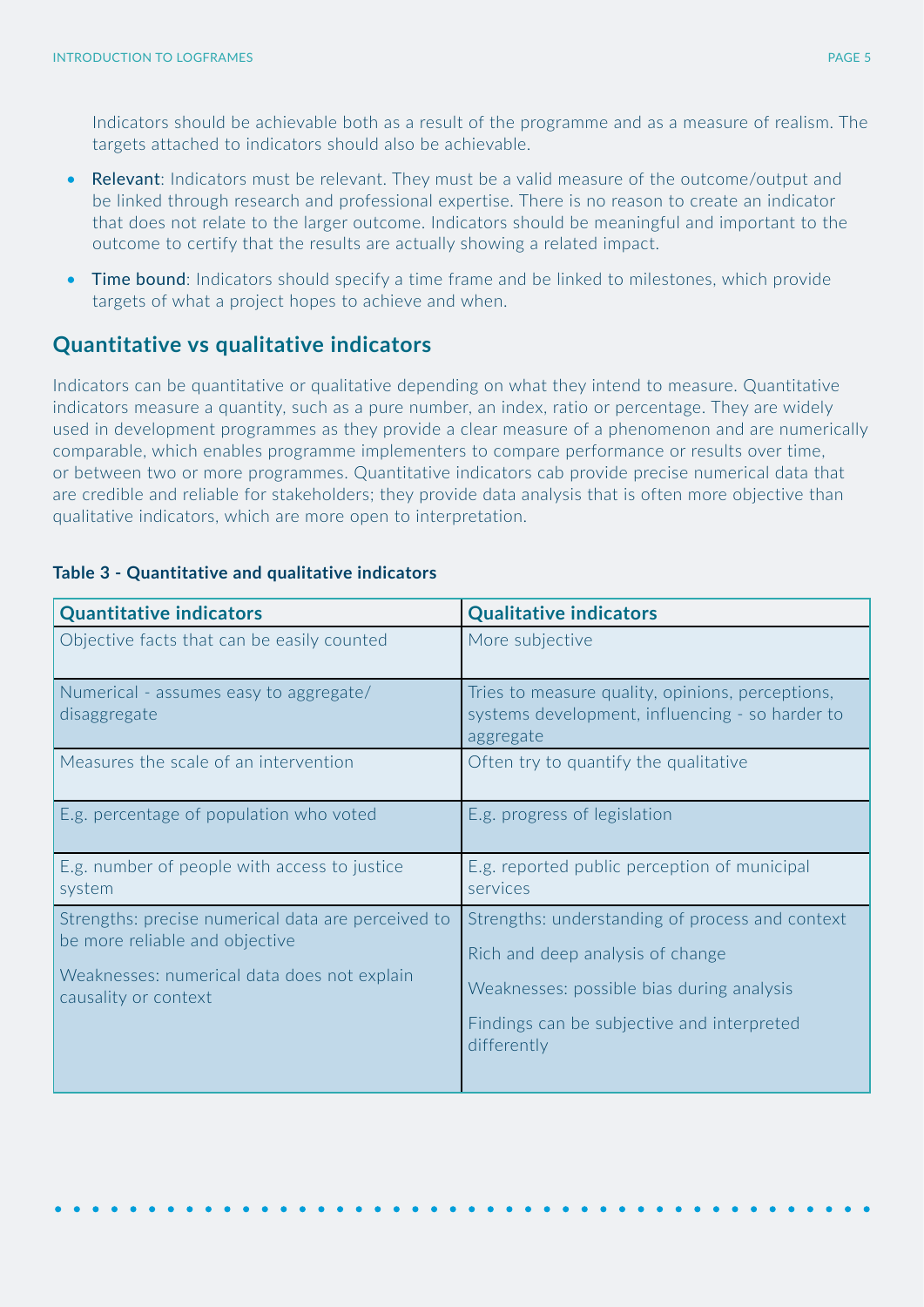Indicators should be achievable both as a result of the programme and as a measure of realism. The targets attached to indicators should also be achievable.

- **Relevant**: Indicators must be relevant. They must be a valid measure of the outcome/output and be linked through research and professional expertise. There is no reason to create an indicator that does not relate to the larger outcome. Indicators should be meaningful and important to the outcome to certify that the results are actually showing a related impact.
- **Time bound**: Indicators should specify a time frame and be linked to milestones, which provide targets of what a project hopes to achieve and when.

## Quantitative vs qualitative indicators

Indicators can be quantitative or qualitative depending on what they intend to measure. Quantitative indicators measure a quantity, such as a pure number, an index, ratio or percentage. They are widely used in development programmes as they provide a clear measure of a phenomenon and are numerically comparable, which enables programme implementers to compare performance or results over time, or between two or more programmes. Quantitative indicators cab provide precise numerical data that are credible and reliable for stakeholders; they provide data analysis that is often more objective than qualitative indicators, which are more open to interpretation.

**Table 3 - Quantitative and qualitative indicators**

| Quantitative indicators | Qualitative indicators |
| --- | --- |
| Objective facts that can be easily counted | More subjective |
| Numerical - assumes easy to aggregate/ disaggregate | Tries to measure quality, opinions, perceptions, systems development, influencing - so harder to aggregate |
| Measures the scale of an intervention | Often try to quantify the qualitative |
| E.g. percentage of population who voted | E.g. progress of legislation |
| E.g. number of people with access to justice system | E.g. reported public perception of municipal services |
| Strengths: precise numerical data are perceived to be more reliable and objective<br><br>Weaknesses: numerical data does not explain causality or context | Strengths: understanding of process and context<br><br>Rich and deep analysis of change<br><br>Weaknesses: possible bias during analysis<br><br>Findings can be subjective and interpreted differently |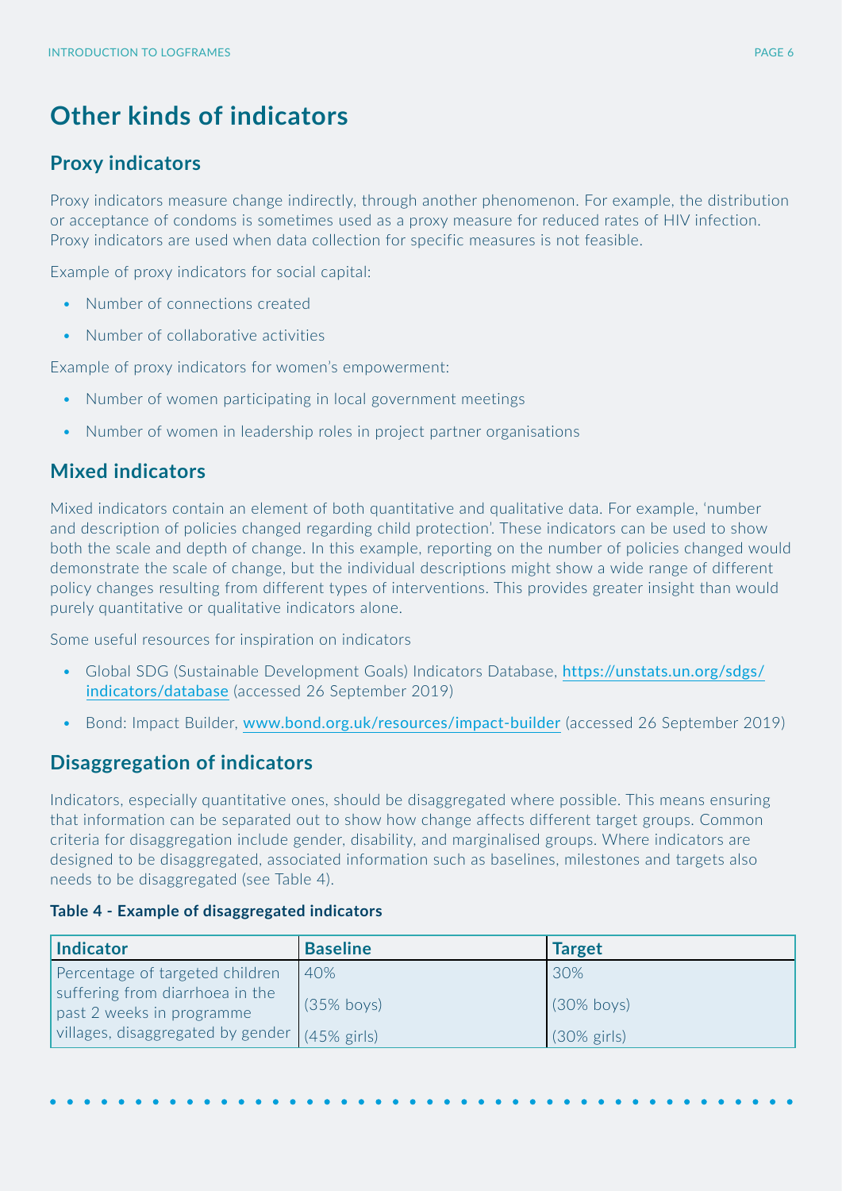# Other kinds of indicators

## Proxy indicators

Proxy indicators measure change indirectly, through another phenomenon. For example, the distribution or acceptance of condoms is sometimes used as a proxy measure for reduced rates of HIV infection. Proxy indicators are used when data collection for specific measures is not feasible.

Example of proxy indicators for social capital:

- Number of connections created
- Number of collaborative activities

Example of proxy indicators for women's empowerment:

- Number of women participating in local government meetings
- Number of women in leadership roles in project partner organisations

## Mixed indicators

Mixed indicators contain an element of both quantitative and qualitative data. For example, 'number and description of policies changed regarding child protection'. These indicators can be used to show both the scale and depth of change. In this example, reporting on the number of policies changed would demonstrate the scale of change, but the individual descriptions might show a wide range of different policy changes resulting from different types of interventions. This provides greater insight than would purely quantitative or qualitative indicators alone.

Some useful resources for inspiration on indicators

- Global SDG (Sustainable Development Goals) Indicators Database, https://unstats.un.org/sdgs/indicators/database (accessed 26 September 2019)
- Bond: Impact Builder, www.bond.org.uk/resources/impact-builder (accessed 26 September 2019)

## Disaggregation of indicators

Indicators, especially quantitative ones, should be disaggregated where possible. This means ensuring that information can be separated out to show how change affects different target groups. Common criteria for disaggregation include gender, disability, and marginalised groups. Where indicators are designed to be disaggregated, associated information such as baselines, milestones and targets also needs to be disaggregated (see Table 4).

**Table 4 - Example of disaggregated indicators**

| Indicator | Baseline | Target |
|---|---|---|
| Percentage of targeted children suffering from diarrhoea in the past 2 weeks in programme villages, disaggregated by gender | 40%<br>(35% boys)<br>(45% girls) | 30%<br>(30% boys)<br>(30% girls) |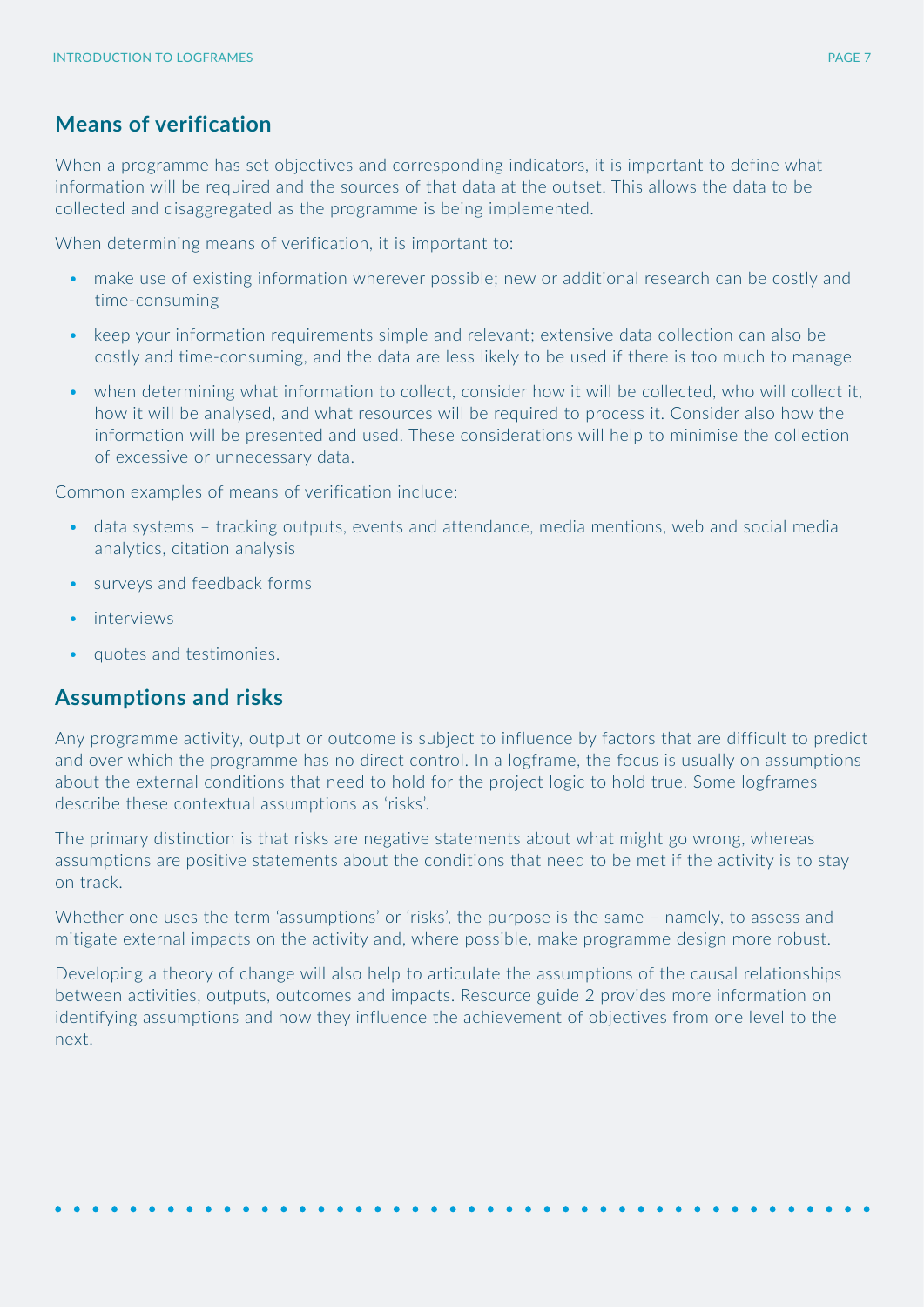## Means of verification

When a programme has set objectives and corresponding indicators, it is important to define what information will be required and the sources of that data at the outset. This allows the data to be collected and disaggregated as the programme is being implemented.

When determining means of verification, it is important to:

- make use of existing information wherever possible; new or additional research can be costly and time-consuming
- keep your information requirements simple and relevant; extensive data collection can also be costly and time-consuming, and the data are less likely to be used if there is too much to manage
- when determining what information to collect, consider how it will be collected, who will collect it, how it will be analysed, and what resources will be required to process it. Consider also how the information will be presented and used. These considerations will help to minimise the collection of excessive or unnecessary data.

Common examples of means of verification include:

- data systems – tracking outputs, events and attendance, media mentions, web and social media analytics, citation analysis
- surveys and feedback forms
- interviews
- quotes and testimonies.

## Assumptions and risks

Any programme activity, output or outcome is subject to influence by factors that are difficult to predict and over which the programme has no direct control. In a logframe, the focus is usually on assumptions about the external conditions that need to hold for the project logic to hold true. Some logframes describe these contextual assumptions as 'risks'.

The primary distinction is that risks are negative statements about what might go wrong, whereas assumptions are positive statements about the conditions that need to be met if the activity is to stay on track.

Whether one uses the term 'assumptions' or 'risks', the purpose is the same – namely, to assess and mitigate external impacts on the activity and, where possible, make programme design more robust.

Developing a theory of change will also help to articulate the assumptions of the causal relationships between activities, outputs, outcomes and impacts. Resource guide 2 provides more information on identifying assumptions and how they influence the achievement of objectives from one level to the next.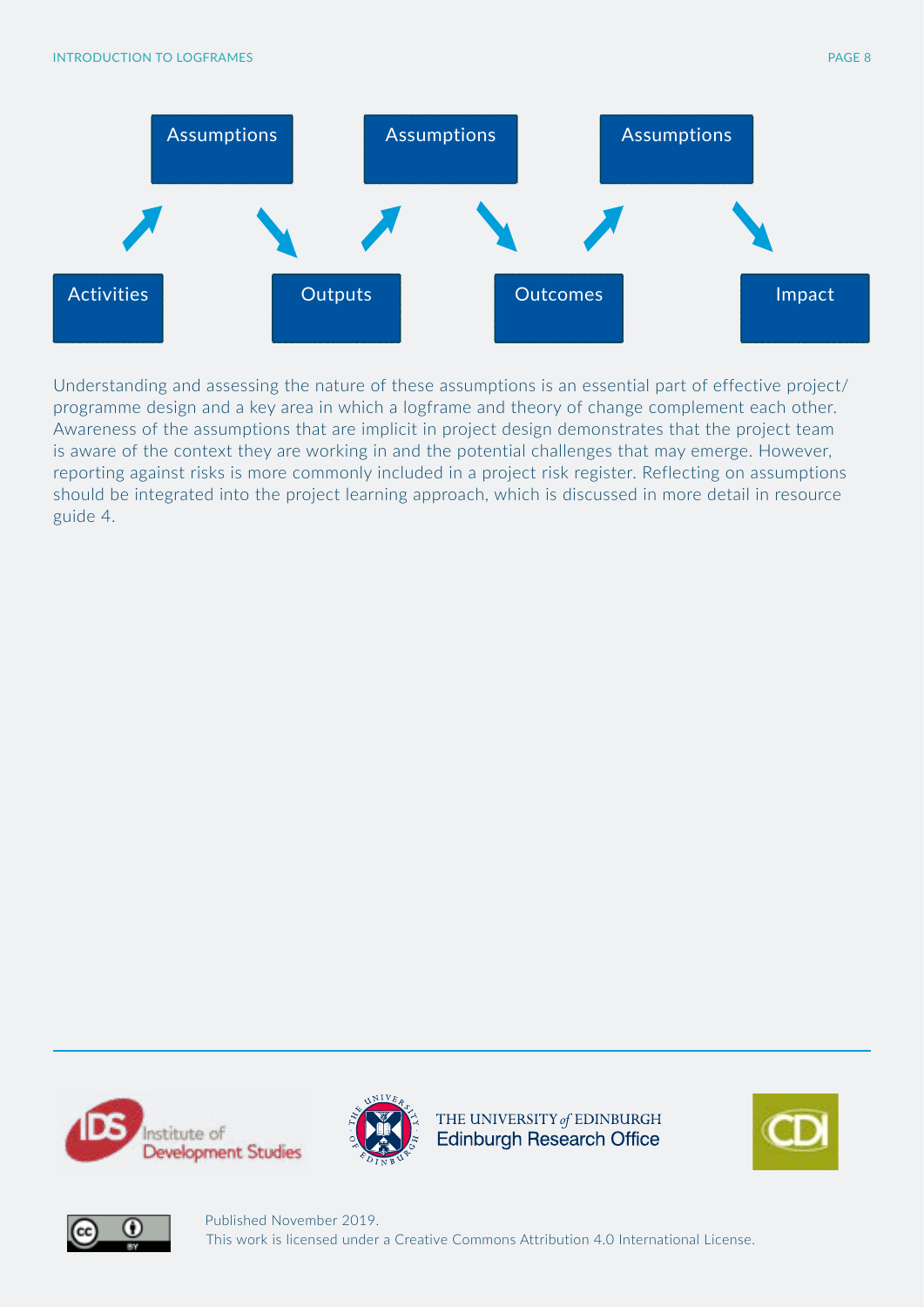Assumptions

Assumptions

Assumptions

Activities

Outputs

Outcomes

Impact

Understanding and assessing the nature of these assumptions is an essential part of effective project/programme design and a key area in which a logframe and theory of change complement each other. Awareness of the assumptions that are implicit in project design demonstrates that the project team is aware of the context they are working in and the potential challenges that may emerge. However, reporting against risks is more commonly included in a project risk register. Reflecting on assumptions should be integrated into the project learning approach, which is discussed in more detail in resource guide 4.

Institute of Development Studies

THE UNIVERSITY of EDINBURGH
Edinburgh Research Office

CDI

Published November 2019.
This work is licensed under a Creative Commons Attribution 4.0 International License.